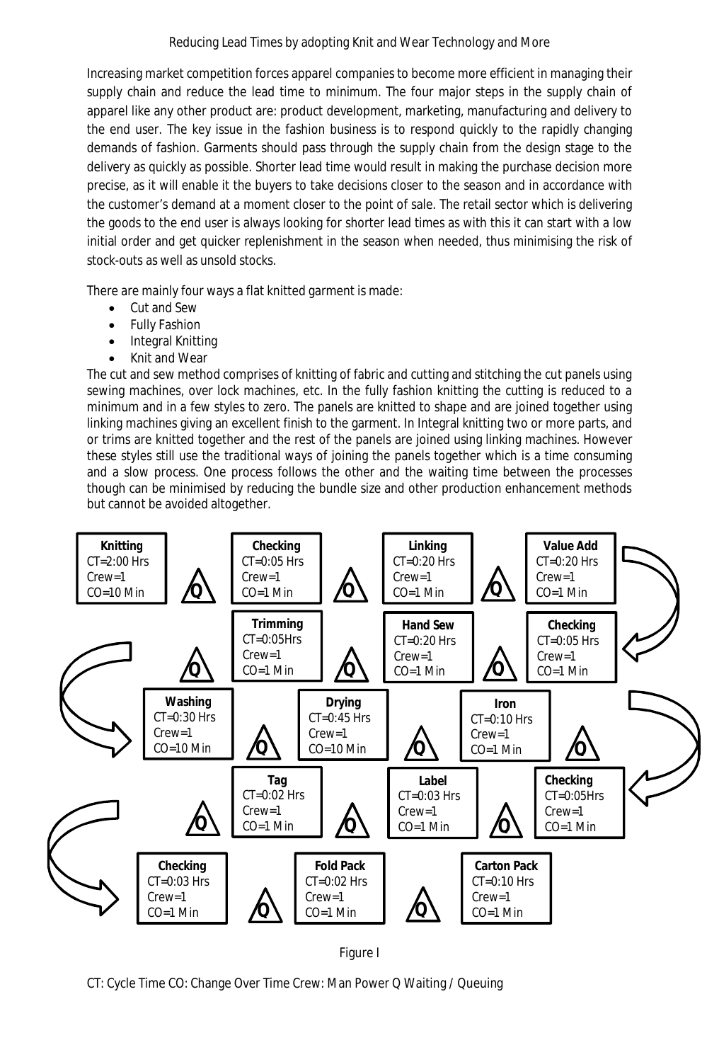# Reducing Lead Times by adopting Knit and Wear Technology and More

Increasing market competition forces apparel companies to become more efficient in managing their supply chain and reduce the lead time to minimum. The four major steps in the supply chain of apparel like any other product are: product development, marketing, manufacturing and delivery to the end user. The key issue in the fashion business is to respond quickly to the rapidly changing demands of fashion. Garments should pass through the supply chain from the design stage to the delivery as quickly as possible. Shorter lead time would result in making the purchase decision more precise, as it will enable it the buyers to take decisions closer to the season and in accordance with the customer's demand at a moment closer to the point of sale. The retail sector which is delivering the goods to the end user is always looking for shorter lead times as with this it can start with a low initial order and get quicker replenishment in the season when needed, thus minimising the risk of stock-outs as well as unsold stocks.

There are mainly four ways a flat knitted garment is made:

- Cut and Sew
- Fully Fashion
- Integral Knitting
- Knit and Wear

The cut and sew method comprises of knitting of fabric and cutting and stitching the cut panels using sewing machines, over lock machines, etc. In the fully fashion knitting the cutting is reduced to a minimum and in a few styles to zero. The panels are knitted to shape and are joined together using linking machines giving an excellent finish to the garment. In Integral knitting two or more parts, and or trims are knitted together and the rest of the panels are joined using linking machines. However these styles still use the traditional ways of joining the panels together which is a time consuming and a slow process. One process follows the other and the waiting time between the processes though can be minimised by reducing the bundle size and other production enhancement methods but cannot be avoided altogether.

| Process | CT | Crew | CO |
|---|---|---|---|
| Knitting | 2:00 Hrs | 1 | 10 Min |
| Checking | 0:05 Hrs | 1 | 1 Min |
| Linking | 0:20 Hrs | 1 | 1 Min |
| Value Add | 0:20 Hrs | 1 | 1 Min |
| Checking | 0:05 Hrs | 1 | 1 Min |
| Hand Sew | 0:20 Hrs | 1 | 1 Min |
| Trimming | 0:05Hrs | 1 | 1 Min |
| Washing | 0:30 Hrs | 1 | 10 Min |
| Drying | 0:45 Hrs | 1 | 10 Min |
| Iron | 0:10 Hrs | 1 | 1 Min |
| Checking | 0:05Hrs | 1 | 1 Min |
| Label | 0:03 Hrs | 1 | 1 Min |
| Tag | 0:02 Hrs | 1 | 1 Min |
| Checking | 0:03 Hrs | 1 | 1 Min |
| Fold Pack | 0:02 Hrs | 1 | 1 Min |
| Carton Pack | 0:10 Hrs | 1 | 1 Min |

(Each process is followed by a Q – Waiting / Queuing step, except Carton Pack.)

Figure I

CT: Cycle Time CO: Change Over Time Crew: Man Power Q Waiting / Queuing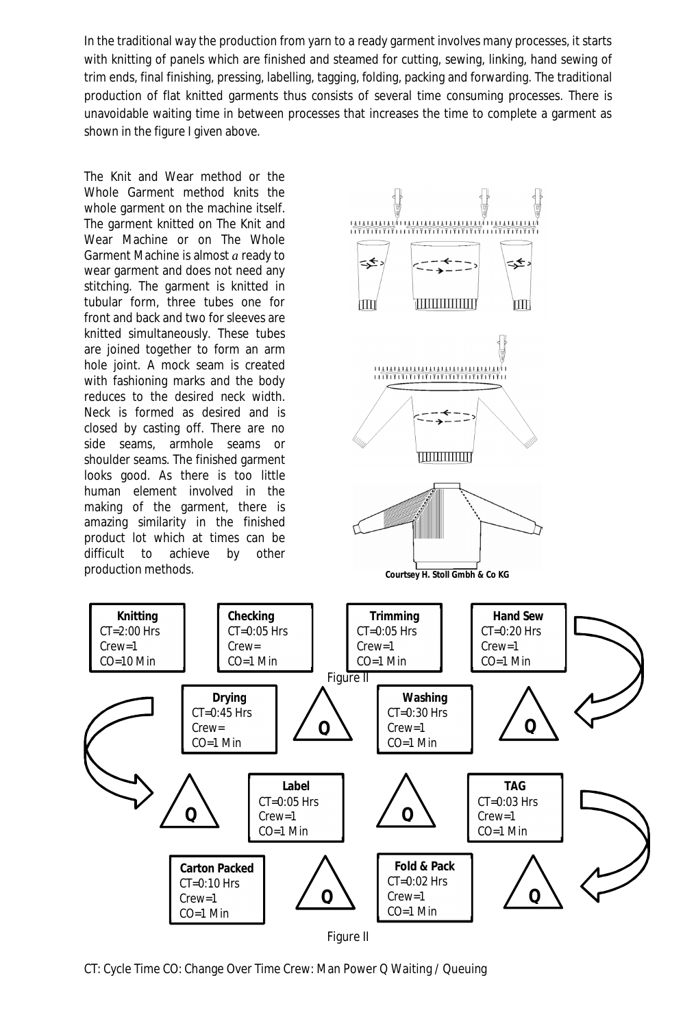In the traditional way the production from yarn to a ready garment involves many processes, it starts with knitting of panels which are finished and steamed for cutting, sewing, linking, hand sewing of trim ends, final finishing, pressing, labelling, tagging, folding, packing and forwarding. The traditional production of flat knitted garments thus consists of several time consuming processes. There is unavoidable waiting time in between processes that increases the time to complete a garment as shown in the figure I given above.

The Knit and Wear method or the Whole Garment method knits the whole garment on the machine itself. The garment knitted on The Knit and Wear Machine or on The Whole Garment Machine is almost *a* ready to wear garment and does not need any stitching. The garment is knitted in tubular form, three tubes one for front and back and two for sleeves are knitted simultaneously. These tubes are joined together to form an arm hole joint. A mock seam is created with fashioning marks and the body reduces to the desired neck width. Neck is formed as desired and is closed by casting off. There are no side seams, armhole seams or shoulder seams. The finished garment looks good. As there is too little human element involved in the making of the garment, there is amazing similarity in the finished product lot which at times can be difficult to achieve by other production methods.

**Courtsey H. Stoll Gmbh & Co KG**

**Knitting**
CT=2:00 Hrs
Crew=1
CO=10 Min

**Checking**
CT=0:05 Hrs
Crew=
CO=1 Min

**Trimming**
CT=0:05 Hrs
Crew=1
CO=1 Min

**Hand Sew**
CT=0:20 Hrs
Crew=1
CO=1 Min

Q

**Washing**
CT=0:30 Hrs
Crew=1
CO=1 Min

Q

**Drying**
CT=0:45 Hrs
Crew=
CO=1 Min

Q

**Label**
CT=0:05 Hrs
Crew=1
CO=1 Min

Q

**TAG**
CT=0:03 Hrs
Crew=1
CO=1 Min

Q

**Fold & Pack**
CT=0:02 Hrs
Crew=1
CO=1 Min

Q

**Carton Packed**
CT=0:10 Hrs
Crew=1
CO=1 Min

Figure II

CT: Cycle Time CO: Change Over Time Crew: Man Power Q Waiting / Queuing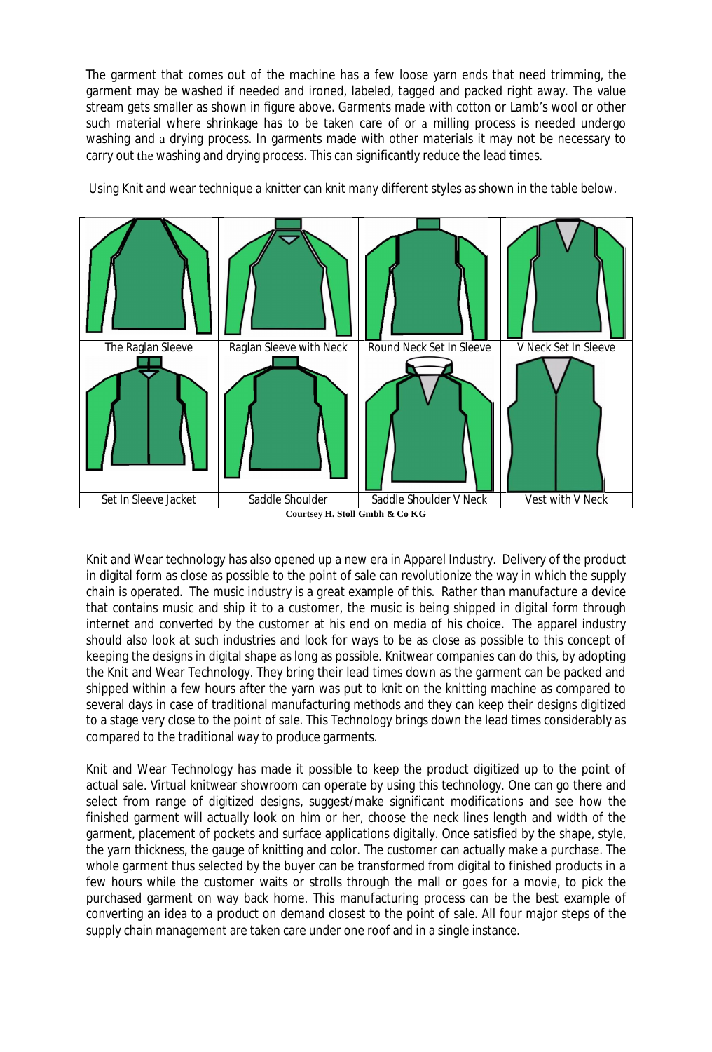The garment that comes out of the machine has a few loose yarn ends that need trimming, the garment may be washed if needed and ironed, labeled, tagged and packed right away. The value stream gets smaller as shown in figure above. Garments made with cotton or Lamb's wool or other such material where shrinkage has to be taken care of or a milling process is needed undergo washing and a drying process. In garments made with other materials it may not be necessary to carry out the washing and drying process. This can significantly reduce the lead times.

Using Knit and wear technique a knitter can knit many different styles as shown in the table below.

| | | | |
|---|---|---|---|
| The Raglan Sleeve | Raglan Sleeve with Neck | Round Neck Set In Sleeve | V Neck Set In Sleeve |
| Set In Sleeve Jacket | Saddle Shoulder | Saddle Shoulder V Neck | Vest with V Neck |

**Courtsey H. Stoll Gmbh & Co KG**

Knit and Wear technology has also opened up a new era in Apparel Industry. Delivery of the product in digital form as close as possible to the point of sale can revolutionize the way in which the supply chain is operated. The music industry is a great example of this. Rather than manufacture a device that contains music and ship it to a customer, the music is being shipped in digital form through internet and converted by the customer at his end on media of his choice. The apparel industry should also look at such industries and look for ways to be as close as possible to this concept of keeping the designs in digital shape as long as possible. Knitwear companies can do this, by adopting the Knit and Wear Technology. They bring their lead times down as the garment can be packed and shipped within a few hours after the yarn was put to knit on the knitting machine as compared to several days in case of traditional manufacturing methods and they can keep their designs digitized to a stage very close to the point of sale. This Technology brings down the lead times considerably as compared to the traditional way to produce garments.

Knit and Wear Technology has made it possible to keep the product digitized up to the point of actual sale. Virtual knitwear showroom can operate by using this technology. One can go there and select from range of digitized designs, suggest/make significant modifications and see how the finished garment will actually look on him or her, choose the neck lines length and width of the garment, placement of pockets and surface applications digitally. Once satisfied by the shape, style, the yarn thickness, the gauge of knitting and color. The customer can actually make a purchase. The whole garment thus selected by the buyer can be transformed from digital to finished products in a few hours while the customer waits or strolls through the mall or goes for a movie, to pick the purchased garment on way back home. This manufacturing process can be the best example of converting an idea to a product on demand closest to the point of sale. All four major steps of the supply chain management are taken care under one roof and in a single instance.